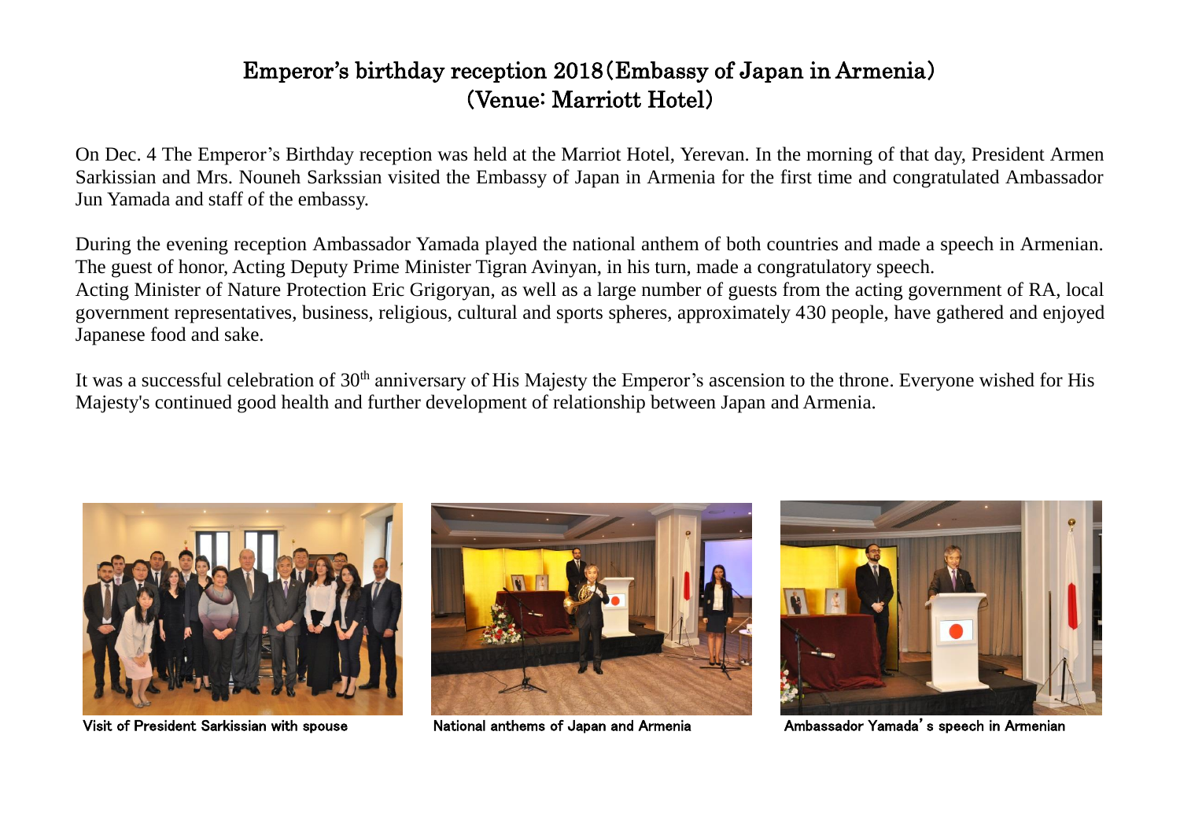# Emperor's birthday reception 2018（Embassy of Japan in Armenia）
## （Venue: Marriott Hotel）

On Dec. 4 The Emperor's Birthday reception was held at the Marriot Hotel, Yerevan. In the morning of that day, President Armen Sarkissian and Mrs. Nouneh Sarkssian visited the Embassy of Japan in Armenia for the first time and congratulated Ambassador Jun Yamada and staff of the embassy.

During the evening reception Ambassador Yamada played the national anthem of both countries and made a speech in Armenian. The guest of honor, Acting Deputy Prime Minister Tigran Avinyan, in his turn, made a congratulatory speech.
Acting Minister of Nature Protection Eric Grigoryan, as well as a large number of guests from the acting government of RA, local government representatives, business, religious, cultural and sports spheres, approximately 430 people, have gathered and enjoyed Japanese food and sake.

It was a successful celebration of 30th anniversary of His Majesty the Emperor's ascension to the throne. Everyone wished for His Majesty's continued good health and further development of relationship between Japan and Armenia.

Visit of President Sarkissian with spouse

National anthems of Japan and Armenia

Ambassador Yamada's speech in Armenian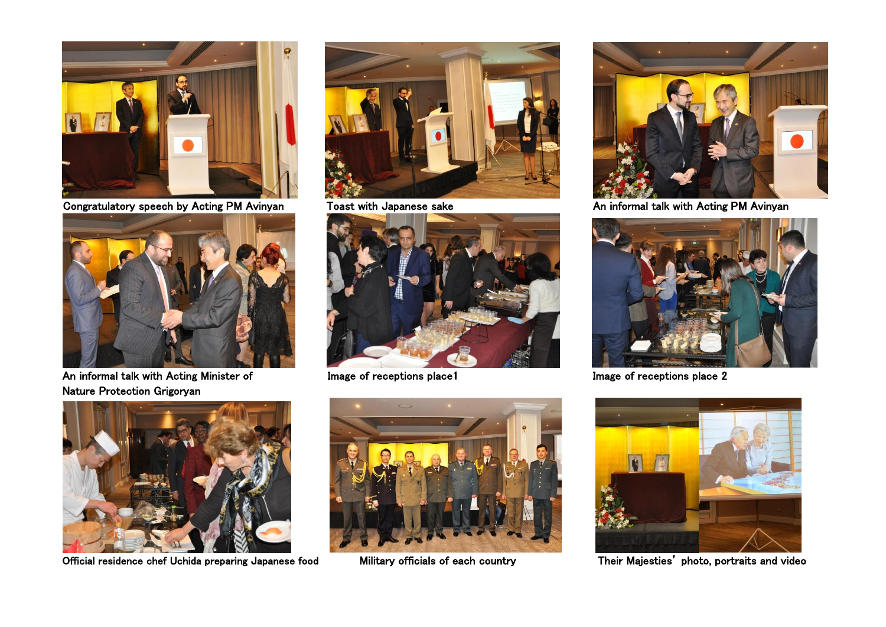Congratulatory speech by Acting PM Avinyan

Toast with Japanese sake

An informal talk with Acting PM Avinyan

An informal talk with Acting Minister of Nature Protection Grigoryan

Image of receptions place1

Image of receptions place 2

Official residence chef Uchida preparing Japanese food

Military officials of each country

Their Majesties' photo, portraits and video